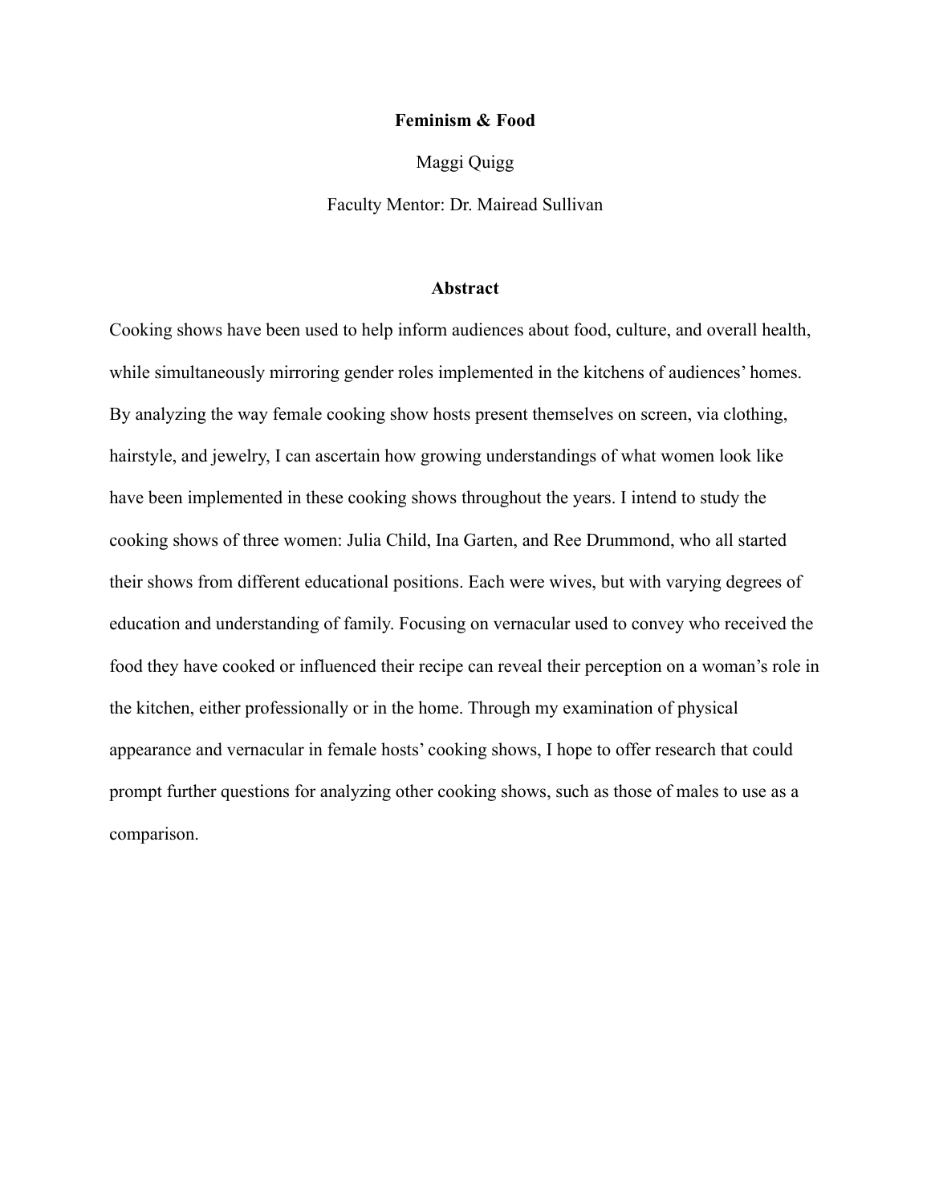# Feminism & Food

Maggi Quigg

Faculty Mentor: Dr. Mairead Sullivan

## Abstract

Cooking shows have been used to help inform audiences about food, culture, and overall health, while simultaneously mirroring gender roles implemented in the kitchens of audiences' homes. By analyzing the way female cooking show hosts present themselves on screen, via clothing, hairstyle, and jewelry, I can ascertain how growing understandings of what women look like have been implemented in these cooking shows throughout the years. I intend to study the cooking shows of three women: Julia Child, Ina Garten, and Ree Drummond, who all started their shows from different educational positions. Each were wives, but with varying degrees of education and understanding of family. Focusing on vernacular used to convey who received the food they have cooked or influenced their recipe can reveal their perception on a woman's role in the kitchen, either professionally or in the home. Through my examination of physical appearance and vernacular in female hosts' cooking shows, I hope to offer research that could prompt further questions for analyzing other cooking shows, such as those of males to use as a comparison.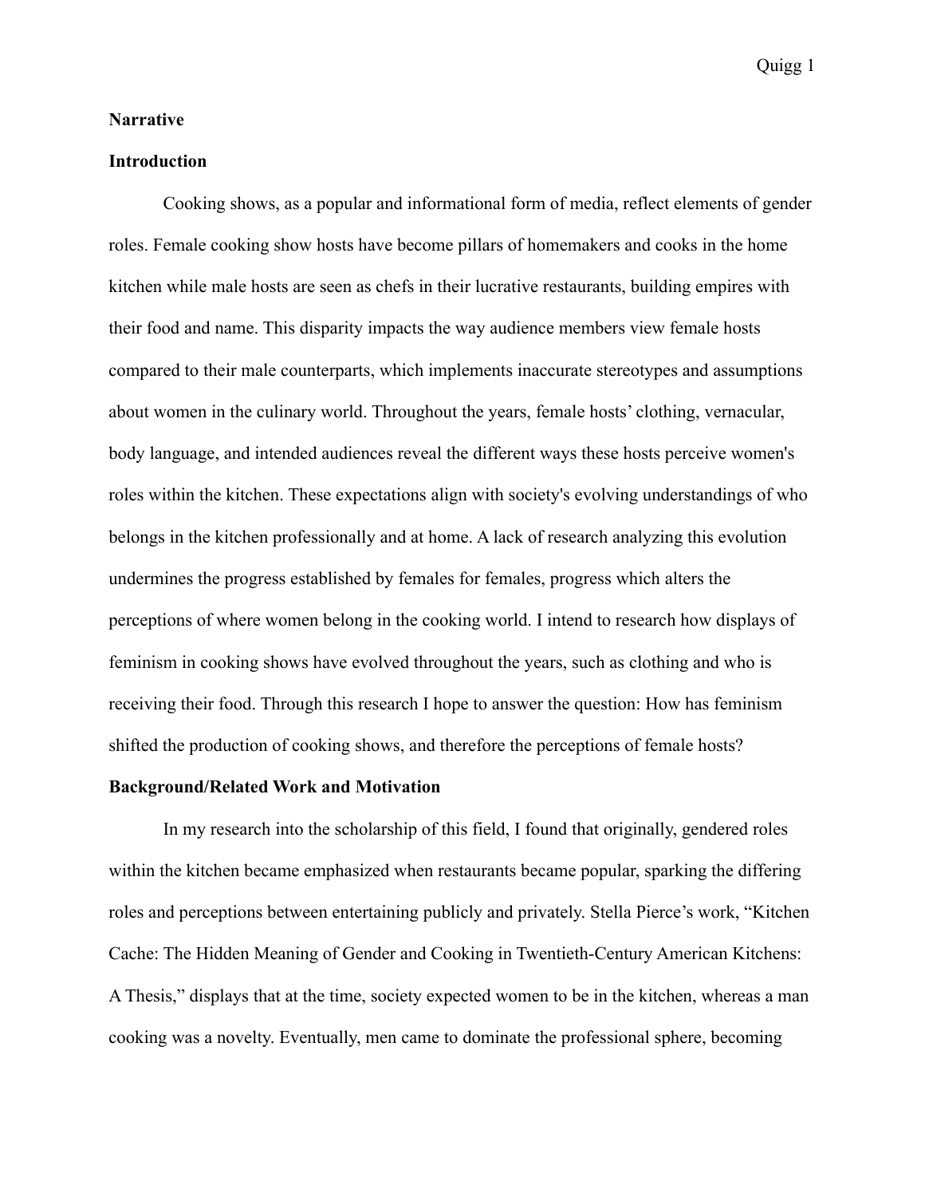**Narrative**

**Introduction**

Cooking shows, as a popular and informational form of media, reflect elements of gender roles. Female cooking show hosts have become pillars of homemakers and cooks in the home kitchen while male hosts are seen as chefs in their lucrative restaurants, building empires with their food and name. This disparity impacts the way audience members view female hosts compared to their male counterparts, which implements inaccurate stereotypes and assumptions about women in the culinary world. Throughout the years, female hosts' clothing, vernacular, body language, and intended audiences reveal the different ways these hosts perceive women's roles within the kitchen. These expectations align with society's evolving understandings of who belongs in the kitchen professionally and at home. A lack of research analyzing this evolution undermines the progress established by females for females, progress which alters the perceptions of where women belong in the cooking world. I intend to research how displays of feminism in cooking shows have evolved throughout the years, such as clothing and who is receiving their food. Through this research I hope to answer the question: How has feminism shifted the production of cooking shows, and therefore the perceptions of female hosts?

**Background/Related Work and Motivation**

In my research into the scholarship of this field, I found that originally, gendered roles within the kitchen became emphasized when restaurants became popular, sparking the differing roles and perceptions between entertaining publicly and privately. Stella Pierce's work, "Kitchen Cache: The Hidden Meaning of Gender and Cooking in Twentieth-Century American Kitchens: A Thesis," displays that at the time, society expected women to be in the kitchen, whereas a man cooking was a novelty. Eventually, men came to dominate the professional sphere, becoming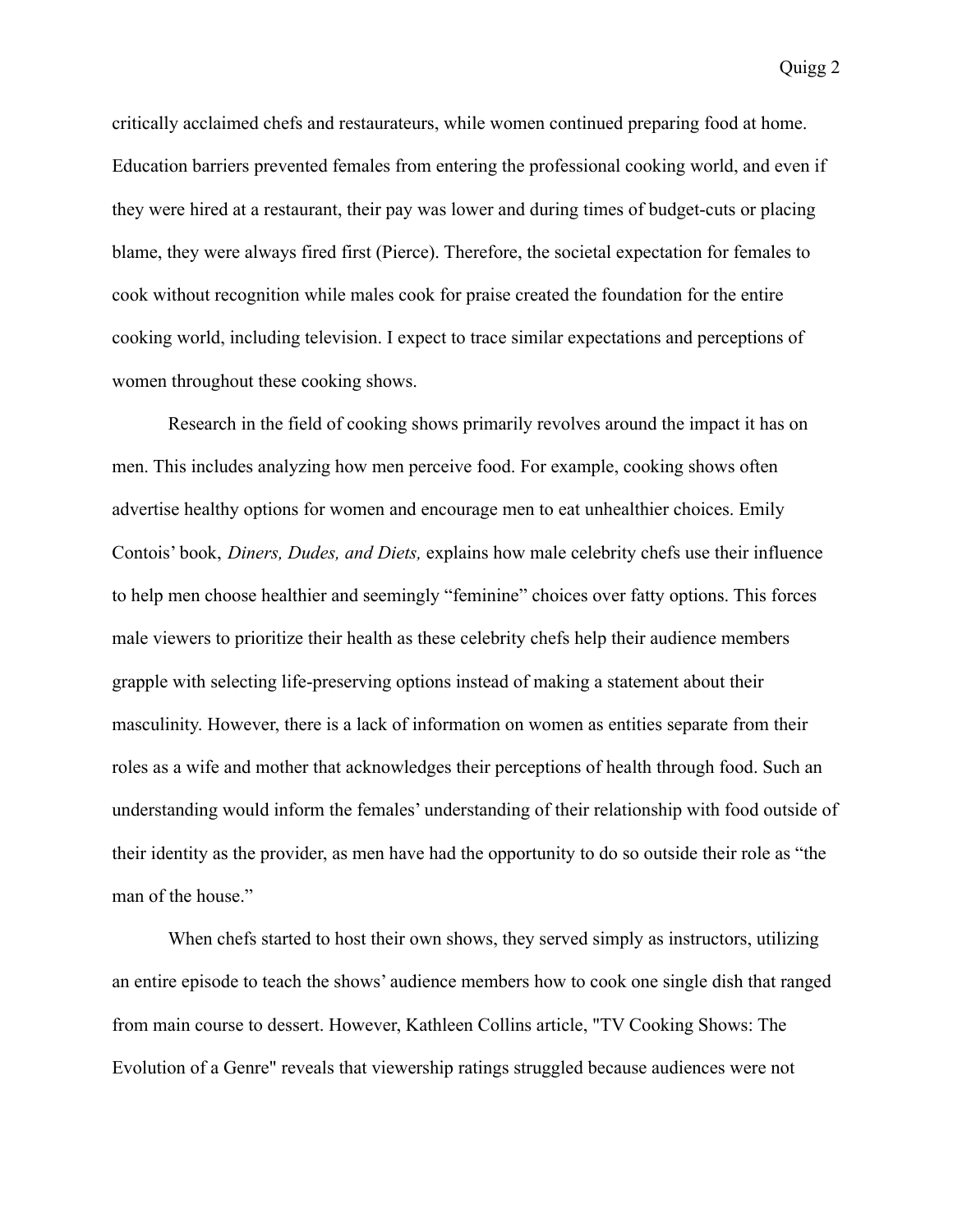critically acclaimed chefs and restaurateurs, while women continued preparing food at home. Education barriers prevented females from entering the professional cooking world, and even if they were hired at a restaurant, their pay was lower and during times of budget-cuts or placing blame, they were always fired first (Pierce). Therefore, the societal expectation for females to cook without recognition while males cook for praise created the foundation for the entire cooking world, including television. I expect to trace similar expectations and perceptions of women throughout these cooking shows.

Research in the field of cooking shows primarily revolves around the impact it has on men. This includes analyzing how men perceive food. For example, cooking shows often advertise healthy options for women and encourage men to eat unhealthier choices. Emily Contois' book, *Diners, Dudes, and Diets,* explains how male celebrity chefs use their influence to help men choose healthier and seemingly "feminine" choices over fatty options. This forces male viewers to prioritize their health as these celebrity chefs help their audience members grapple with selecting life-preserving options instead of making a statement about their masculinity. However, there is a lack of information on women as entities separate from their roles as a wife and mother that acknowledges their perceptions of health through food. Such an understanding would inform the females' understanding of their relationship with food outside of their identity as the provider, as men have had the opportunity to do so outside their role as "the man of the house."

When chefs started to host their own shows, they served simply as instructors, utilizing an entire episode to teach the shows' audience members how to cook one single dish that ranged from main course to dessert. However, Kathleen Collins article, "TV Cooking Shows: The Evolution of a Genre" reveals that viewership ratings struggled because audiences were not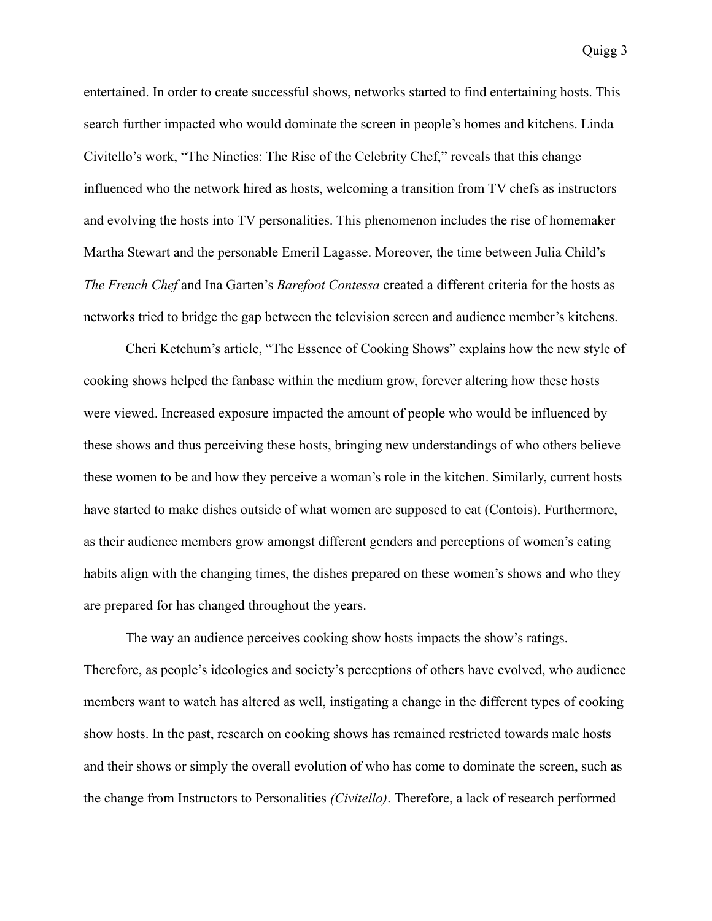entertained. In order to create successful shows, networks started to find entertaining hosts. This search further impacted who would dominate the screen in people's homes and kitchens. Linda Civitello's work, "The Nineties: The Rise of the Celebrity Chef," reveals that this change influenced who the network hired as hosts, welcoming a transition from TV chefs as instructors and evolving the hosts into TV personalities. This phenomenon includes the rise of homemaker Martha Stewart and the personable Emeril Lagasse. Moreover, the time between Julia Child's *The French Chef* and Ina Garten's *Barefoot Contessa* created a different criteria for the hosts as networks tried to bridge the gap between the television screen and audience member's kitchens.

Cheri Ketchum's article, "The Essence of Cooking Shows" explains how the new style of cooking shows helped the fanbase within the medium grow, forever altering how these hosts were viewed. Increased exposure impacted the amount of people who would be influenced by these shows and thus perceiving these hosts, bringing new understandings of who others believe these women to be and how they perceive a woman's role in the kitchen. Similarly, current hosts have started to make dishes outside of what women are supposed to eat (Contois). Furthermore, as their audience members grow amongst different genders and perceptions of women's eating habits align with the changing times, the dishes prepared on these women's shows and who they are prepared for has changed throughout the years.

The way an audience perceives cooking show hosts impacts the show's ratings. Therefore, as people's ideologies and society's perceptions of others have evolved, who audience members want to watch has altered as well, instigating a change in the different types of cooking show hosts. In the past, research on cooking shows has remained restricted towards male hosts and their shows or simply the overall evolution of who has come to dominate the screen, such as the change from Instructors to Personalities *(Civitello)*. Therefore, a lack of research performed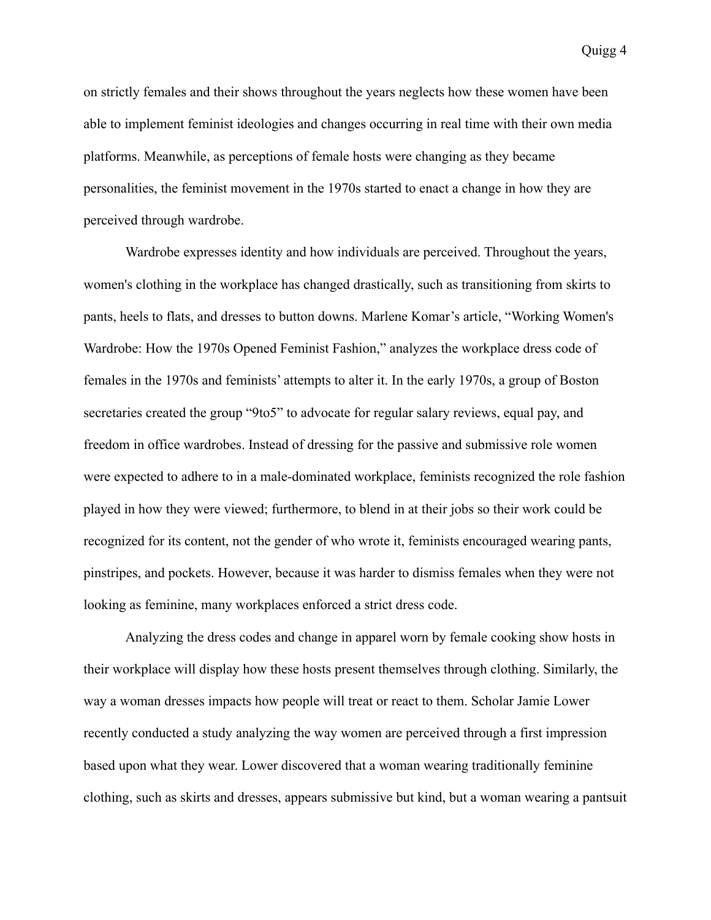on strictly females and their shows throughout the years neglects how these women have been able to implement feminist ideologies and changes occurring in real time with their own media platforms. Meanwhile, as perceptions of female hosts were changing as they became personalities, the feminist movement in the 1970s started to enact a change in how they are perceived through wardrobe.

Wardrobe expresses identity and how individuals are perceived. Throughout the years, women's clothing in the workplace has changed drastically, such as transitioning from skirts to pants, heels to flats, and dresses to button downs. Marlene Komar's article, "Working Women's Wardrobe: How the 1970s Opened Feminist Fashion," analyzes the workplace dress code of females in the 1970s and feminists' attempts to alter it. In the early 1970s, a group of Boston secretaries created the group "9to5" to advocate for regular salary reviews, equal pay, and freedom in office wardrobes. Instead of dressing for the passive and submissive role women were expected to adhere to in a male-dominated workplace, feminists recognized the role fashion played in how they were viewed; furthermore, to blend in at their jobs so their work could be recognized for its content, not the gender of who wrote it, feminists encouraged wearing pants, pinstripes, and pockets. However, because it was harder to dismiss females when they were not looking as feminine, many workplaces enforced a strict dress code.

Analyzing the dress codes and change in apparel worn by female cooking show hosts in their workplace will display how these hosts present themselves through clothing. Similarly, the way a woman dresses impacts how people will treat or react to them. Scholar Jamie Lower recently conducted a study analyzing the way women are perceived through a first impression based upon what they wear. Lower discovered that a woman wearing traditionally feminine clothing, such as skirts and dresses, appears submissive but kind, but a woman wearing a pantsuit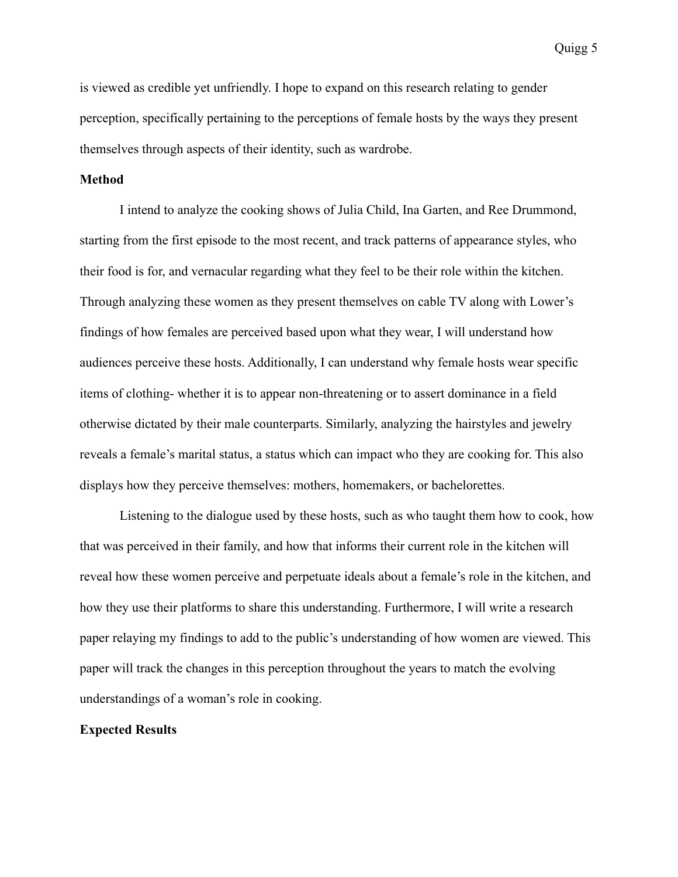is viewed as credible yet unfriendly. I hope to expand on this research relating to gender perception, specifically pertaining to the perceptions of female hosts by the ways they present themselves through aspects of their identity, such as wardrobe.

**Method**

I intend to analyze the cooking shows of Julia Child, Ina Garten, and Ree Drummond, starting from the first episode to the most recent, and track patterns of appearance styles, who their food is for, and vernacular regarding what they feel to be their role within the kitchen. Through analyzing these women as they present themselves on cable TV along with Lower's findings of how females are perceived based upon what they wear, I will understand how audiences perceive these hosts. Additionally, I can understand why female hosts wear specific items of clothing- whether it is to appear non-threatening or to assert dominance in a field otherwise dictated by their male counterparts. Similarly, analyzing the hairstyles and jewelry reveals a female's marital status, a status which can impact who they are cooking for. This also displays how they perceive themselves: mothers, homemakers, or bachelorettes.

Listening to the dialogue used by these hosts, such as who taught them how to cook, how that was perceived in their family, and how that informs their current role in the kitchen will reveal how these women perceive and perpetuate ideals about a female's role in the kitchen, and how they use their platforms to share this understanding. Furthermore, I will write a research paper relaying my findings to add to the public's understanding of how women are viewed. This paper will track the changes in this perception throughout the years to match the evolving understandings of a woman's role in cooking.

**Expected Results**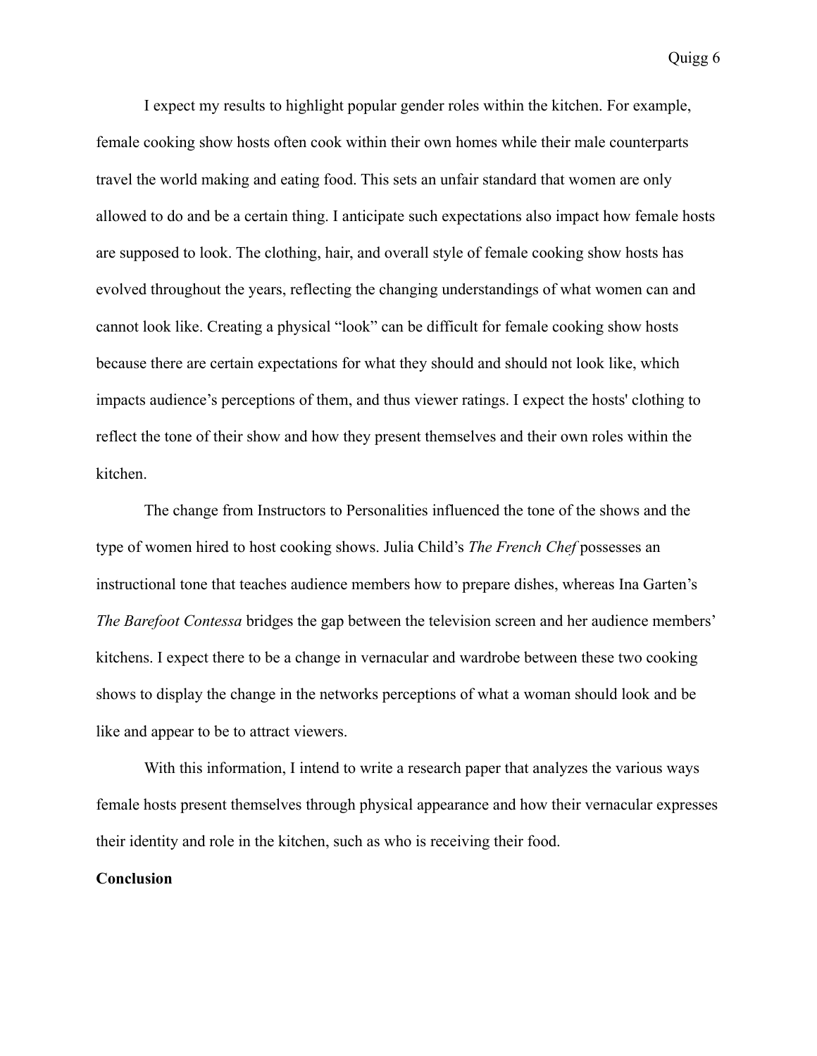I expect my results to highlight popular gender roles within the kitchen. For example, female cooking show hosts often cook within their own homes while their male counterparts travel the world making and eating food. This sets an unfair standard that women are only allowed to do and be a certain thing. I anticipate such expectations also impact how female hosts are supposed to look. The clothing, hair, and overall style of female cooking show hosts has evolved throughout the years, reflecting the changing understandings of what women can and cannot look like. Creating a physical "look" can be difficult for female cooking show hosts because there are certain expectations for what they should and should not look like, which impacts audience's perceptions of them, and thus viewer ratings. I expect the hosts' clothing to reflect the tone of their show and how they present themselves and their own roles within the kitchen.

The change from Instructors to Personalities influenced the tone of the shows and the type of women hired to host cooking shows. Julia Child's *The French Chef* possesses an instructional tone that teaches audience members how to prepare dishes, whereas Ina Garten's *The Barefoot Contessa* bridges the gap between the television screen and her audience members' kitchens. I expect there to be a change in vernacular and wardrobe between these two cooking shows to display the change in the networks perceptions of what a woman should look and be like and appear to be to attract viewers.

With this information, I intend to write a research paper that analyzes the various ways female hosts present themselves through physical appearance and how their vernacular expresses their identity and role in the kitchen, such as who is receiving their food.

**Conclusion**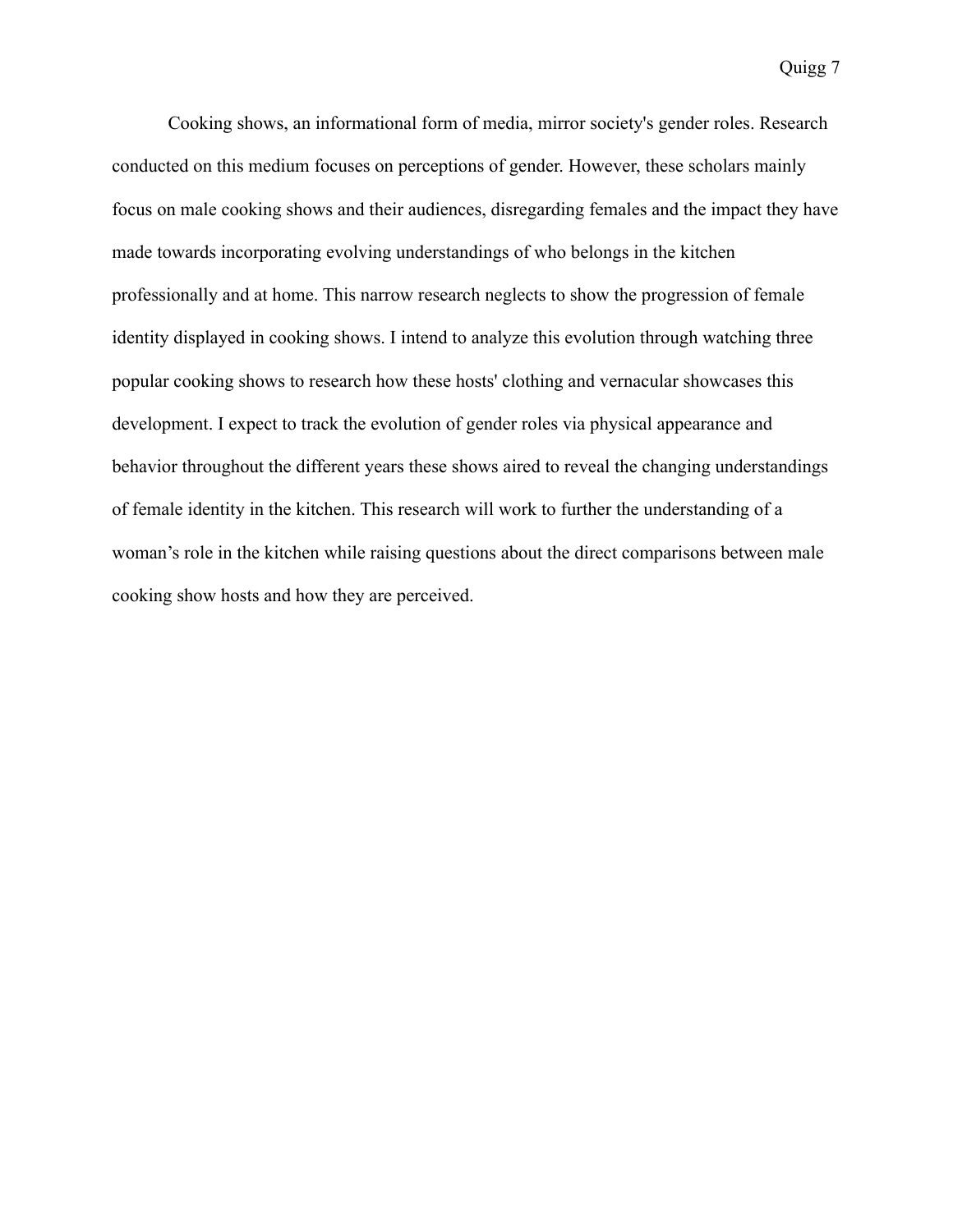Cooking shows, an informational form of media, mirror society's gender roles. Research conducted on this medium focuses on perceptions of gender. However, these scholars mainly focus on male cooking shows and their audiences, disregarding females and the impact they have made towards incorporating evolving understandings of who belongs in the kitchen professionally and at home. This narrow research neglects to show the progression of female identity displayed in cooking shows. I intend to analyze this evolution through watching three popular cooking shows to research how these hosts' clothing and vernacular showcases this development. I expect to track the evolution of gender roles via physical appearance and behavior throughout the different years these shows aired to reveal the changing understandings of female identity in the kitchen. This research will work to further the understanding of a woman's role in the kitchen while raising questions about the direct comparisons between male cooking show hosts and how they are perceived.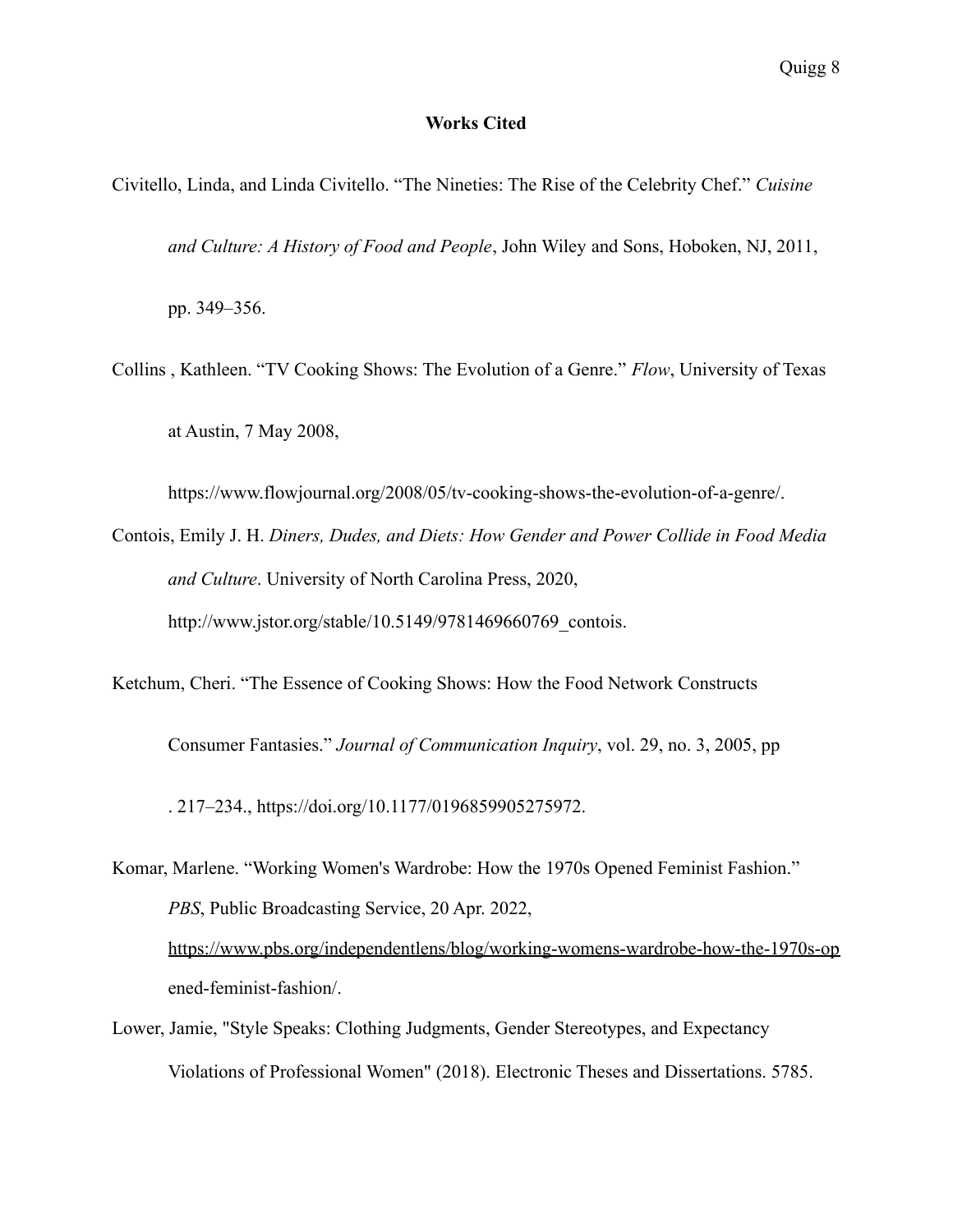**Works Cited**

Civitello, Linda, and Linda Civitello. “The Nineties: The Rise of the Celebrity Chef.” *Cuisine and Culture: A History of Food and People*, John Wiley and Sons, Hoboken, NJ, 2011, pp. 349–356.

Collins , Kathleen. “TV Cooking Shows: The Evolution of a Genre.” *Flow*, University of Texas at Austin, 7 May 2008, https://www.flowjournal.org/2008/05/tv-cooking-shows-the-evolution-of-a-genre/.

Contois, Emily J. H. *Diners, Dudes, and Diets: How Gender and Power Collide in Food Media and Culture*. University of North Carolina Press, 2020, http://www.jstor.org/stable/10.5149/9781469660769_contois.

Ketchum, Cheri. “The Essence of Cooking Shows: How the Food Network Constructs Consumer Fantasies.” *Journal of Communication Inquiry*, vol. 29, no. 3, 2005, pp . 217–234., https://doi.org/10.1177/0196859905275972.

Komar, Marlene. “Working Women's Wardrobe: How the 1970s Opened Feminist Fashion.” *PBS*, Public Broadcasting Service, 20 Apr. 2022, https://www.pbs.org/independentlens/blog/working-womens-wardrobe-how-the-1970s-opened-feminist-fashion/.

Lower, Jamie, "Style Speaks: Clothing Judgments, Gender Stereotypes, and Expectancy Violations of Professional Women" (2018). Electronic Theses and Dissertations. 5785.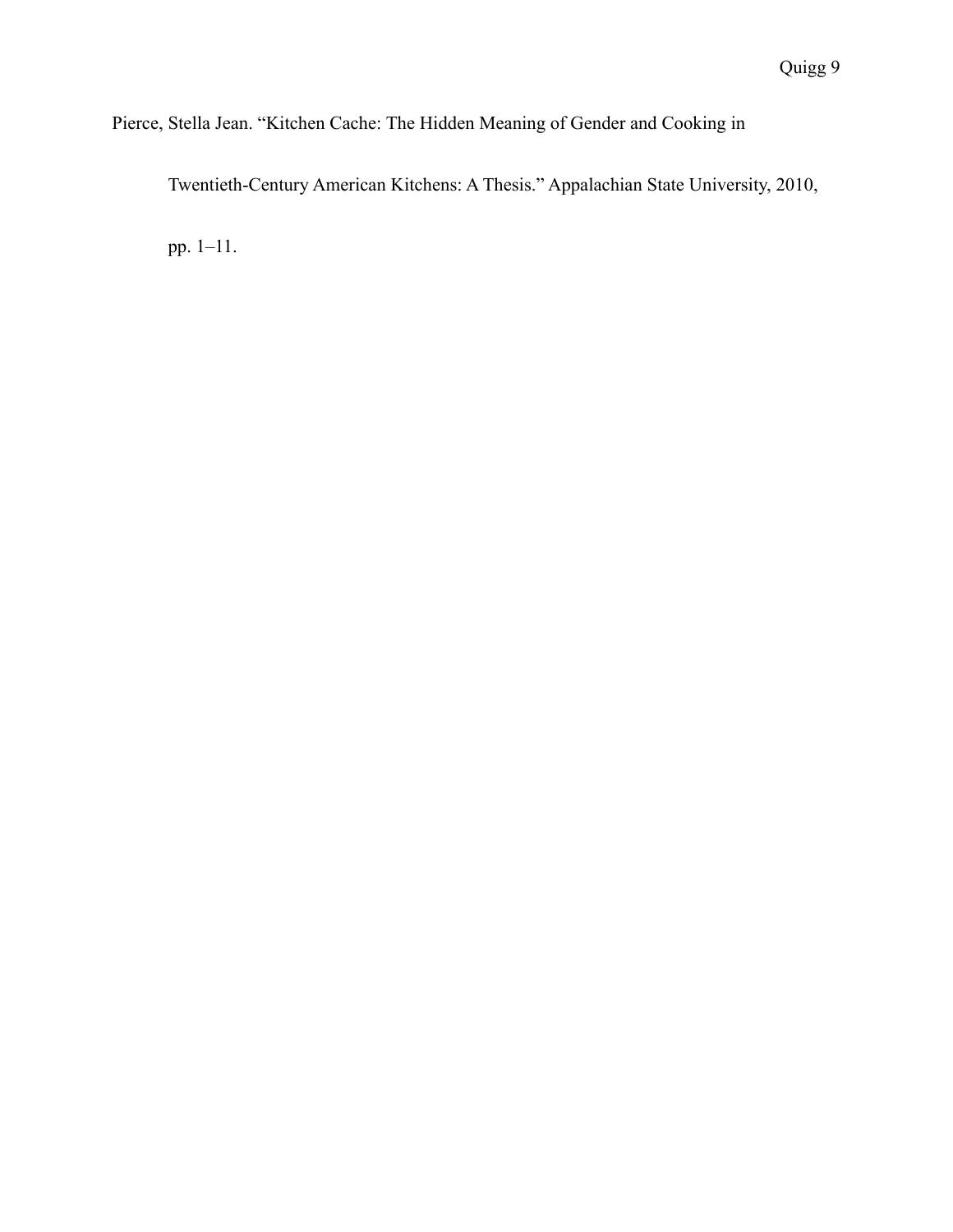Pierce, Stella Jean. “Kitchen Cache: The Hidden Meaning of Gender and Cooking in Twentieth-Century American Kitchens: A Thesis.” Appalachian State University, 2010, pp. 1–11.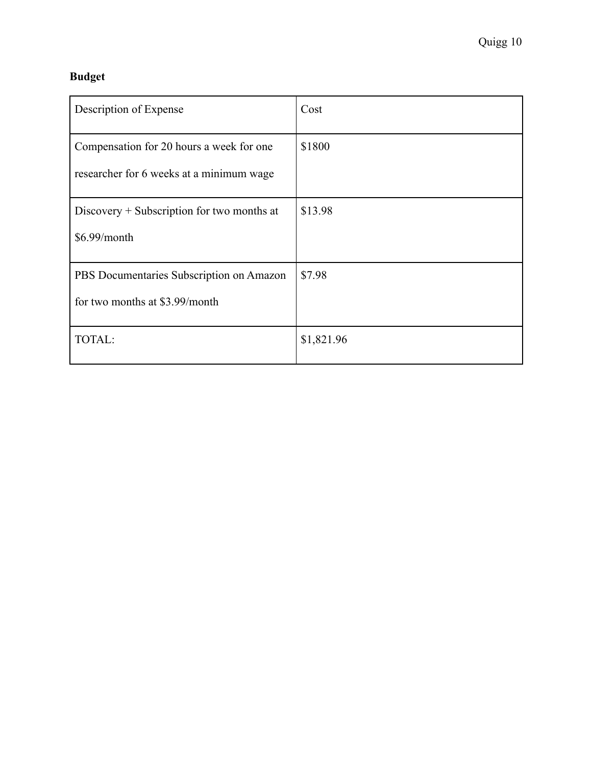**Budget**

| Description of Expense | Cost |
| --- | --- |
| Compensation for 20 hours a week for one researcher for 6 weeks at a minimum wage | $1800 |
| Discovery + Subscription for two months at $6.99/month | $13.98 |
| PBS Documentaries Subscription on Amazon for two months at $3.99/month | $7.98 |
| TOTAL: | $1,821.96 |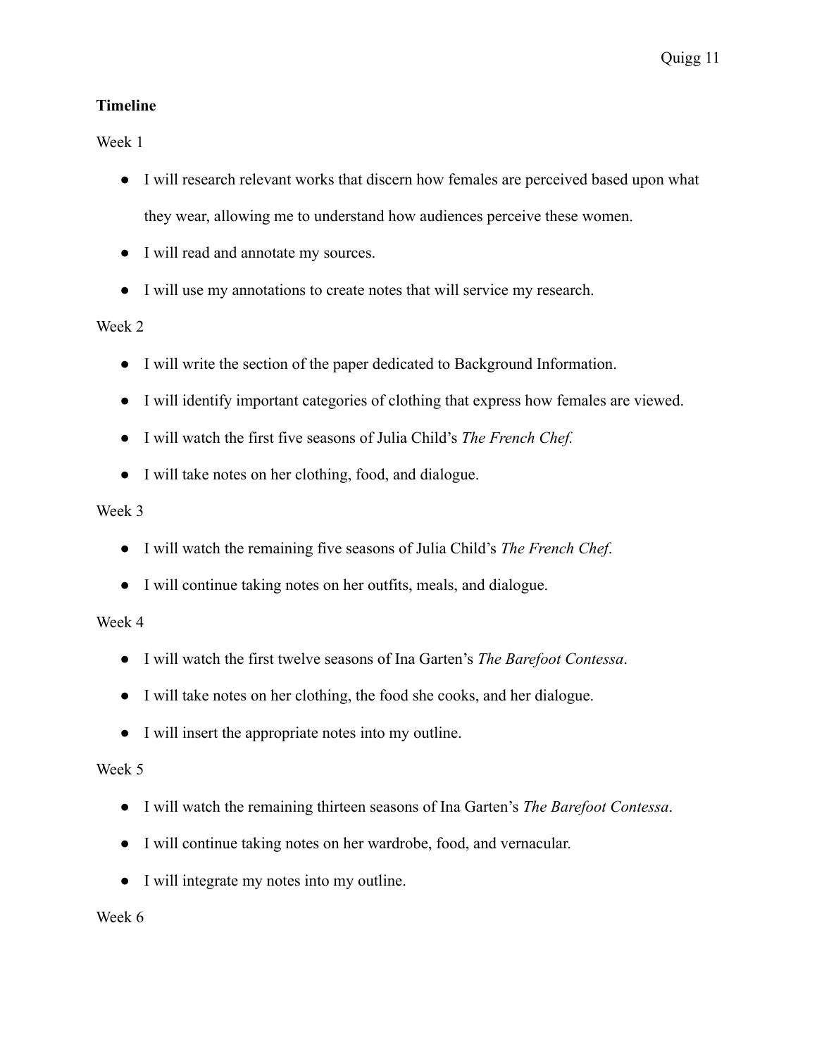**Timeline**

Week 1

- I will research relevant works that discern how females are perceived based upon what they wear, allowing me to understand how audiences perceive these women.
- I will read and annotate my sources.
- I will use my annotations to create notes that will service my research.

Week 2

- I will write the section of the paper dedicated to Background Information.
- I will identify important categories of clothing that express how females are viewed.
- I will watch the first five seasons of Julia Child's *The French Chef.*
- I will take notes on her clothing, food, and dialogue.

Week 3

- I will watch the remaining five seasons of Julia Child's *The French Chef*.
- I will continue taking notes on her outfits, meals, and dialogue.

Week 4

- I will watch the first twelve seasons of Ina Garten's *The Barefoot Contessa*.
- I will take notes on her clothing, the food she cooks, and her dialogue.
- I will insert the appropriate notes into my outline.

Week 5

- I will watch the remaining thirteen seasons of Ina Garten's *The Barefoot Contessa*.
- I will continue taking notes on her wardrobe, food, and vernacular.
- I will integrate my notes into my outline.

Week 6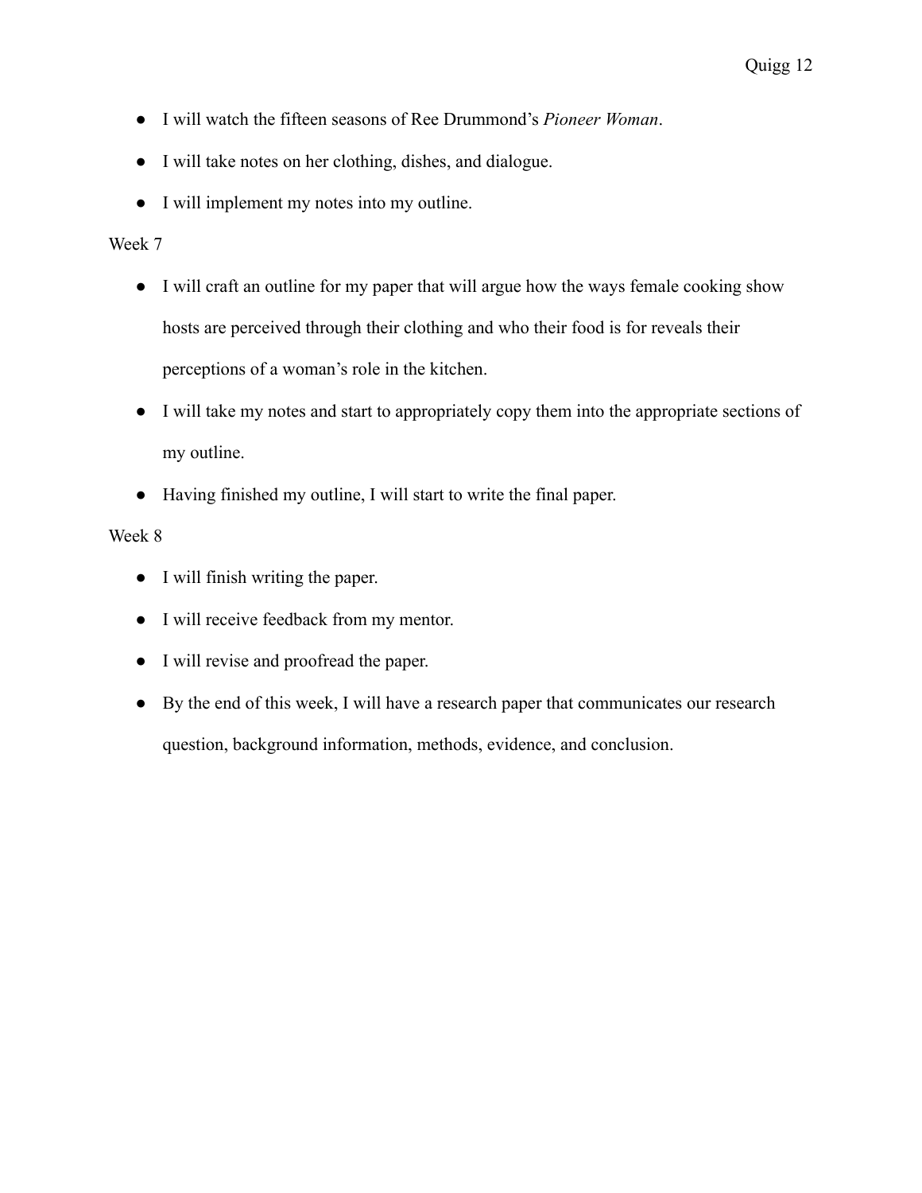- I will watch the fifteen seasons of Ree Drummond's *Pioneer Woman*.
- I will take notes on her clothing, dishes, and dialogue.
- I will implement my notes into my outline.

Week 7

- I will craft an outline for my paper that will argue how the ways female cooking show hosts are perceived through their clothing and who their food is for reveals their perceptions of a woman's role in the kitchen.
- I will take my notes and start to appropriately copy them into the appropriate sections of my outline.
- Having finished my outline, I will start to write the final paper.

Week 8

- I will finish writing the paper.
- I will receive feedback from my mentor.
- I will revise and proofread the paper.
- By the end of this week, I will have a research paper that communicates our research question, background information, methods, evidence, and conclusion.